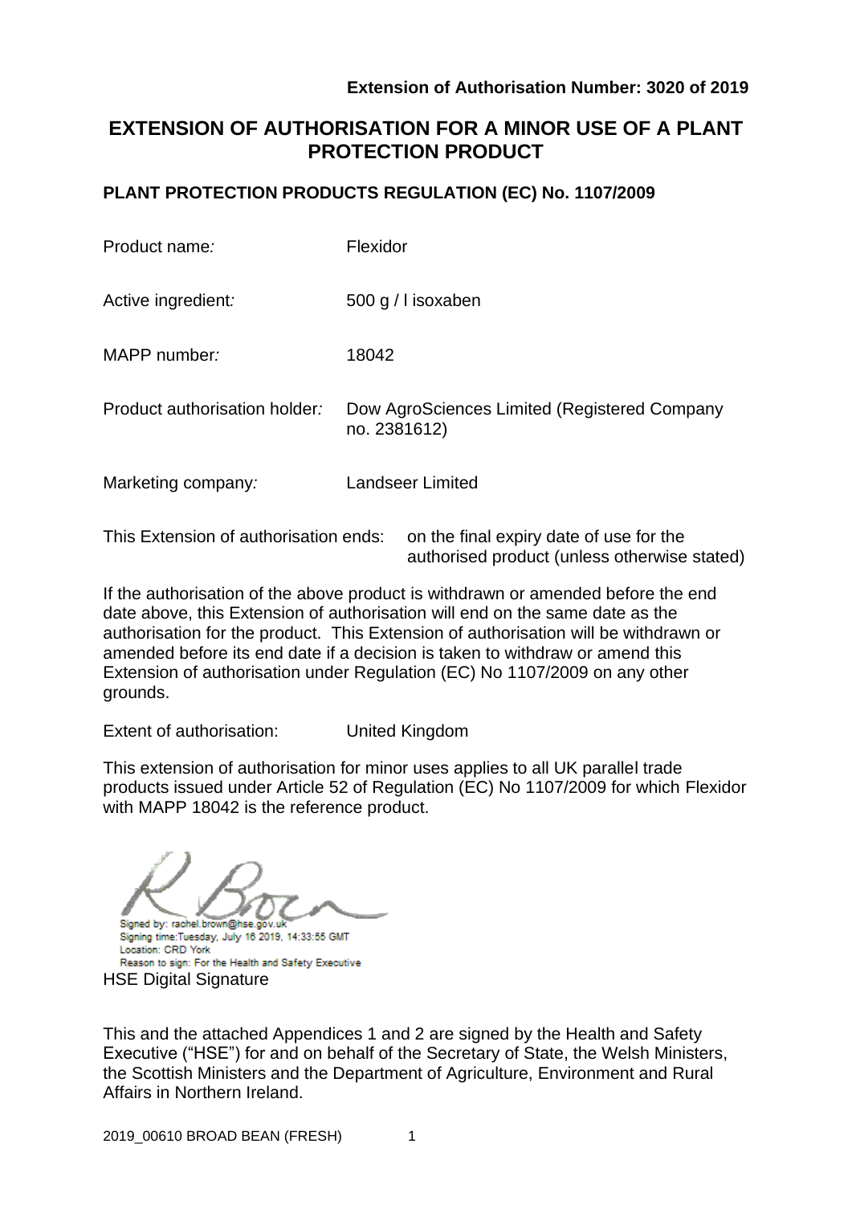**Extension of Authorisation Number: 3020 of 2019**

# EXTENSION OF AUTHORISATION FOR A MINOR USE OF A PLANT PROTECTION PRODUCT

## PLANT PROTECTION PRODUCTS REGULATION (EC) No. 1107/2009

| | |
|---|---|
| Product name: | Flexidor |
| Active ingredient: | 500 g / l isoxaben |
| MAPP number: | 18042 |
| Product authorisation holder: | Dow AgroSciences Limited (Registered Company no. 2381612) |
| Marketing company: | Landseer Limited |

This Extension of authorisation ends: on the final expiry date of use for the authorised product (unless otherwise stated)

If the authorisation of the above product is withdrawn or amended before the end date above, this Extension of authorisation will end on the same date as the authorisation for the product. This Extension of authorisation will be withdrawn or amended before its end date if a decision is taken to withdraw or amend this Extension of authorisation under Regulation (EC) No 1107/2009 on any other grounds.

Extent of authorisation: United Kingdom

This extension of authorisation for minor uses applies to all UK parallel trade products issued under Article 52 of Regulation (EC) No 1107/2009 for which Flexidor with MAPP 18042 is the reference product.

Signed by: rachel.brown@hse.gov.uk
Signing time: Tuesday, July 16 2019, 14:33:55 GMT
Location: CRD York
Reason to sign: For the Health and Safety Executive

HSE Digital Signature

This and the attached Appendices 1 and 2 are signed by the Health and Safety Executive ("HSE") for and on behalf of the Secretary of State, the Welsh Ministers, the Scottish Ministers and the Department of Agriculture, Environment and Rural Affairs in Northern Ireland.

2019_00610 BROAD BEAN (FRESH)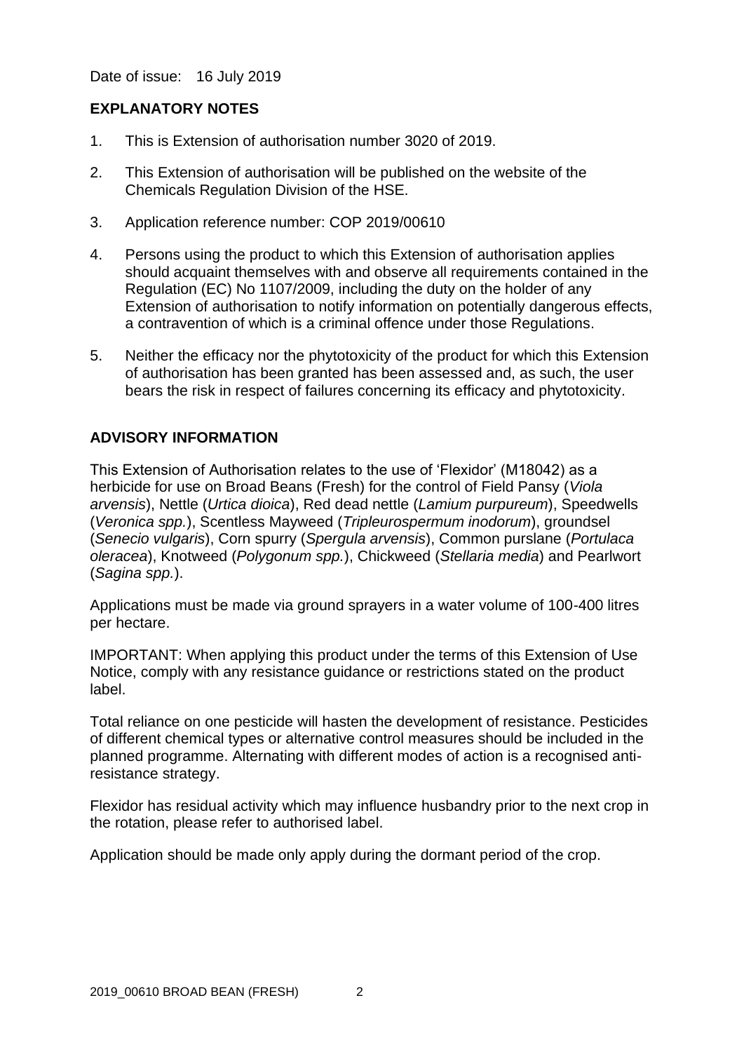Date of issue: 16 July 2019

## EXPLANATORY NOTES

1. This is Extension of authorisation number 3020 of 2019.
2. This Extension of authorisation will be published on the website of the Chemicals Regulation Division of the HSE.
3. Application reference number: COP 2019/00610
4. Persons using the product to which this Extension of authorisation applies should acquaint themselves with and observe all requirements contained in the Regulation (EC) No 1107/2009, including the duty on the holder of any Extension of authorisation to notify information on potentially dangerous effects, a contravention of which is a criminal offence under those Regulations.
5. Neither the efficacy nor the phytotoxicity of the product for which this Extension of authorisation has been granted has been assessed and, as such, the user bears the risk in respect of failures concerning its efficacy and phytotoxicity.

## ADVISORY INFORMATION

This Extension of Authorisation relates to the use of 'Flexidor' (M18042) as a herbicide for use on Broad Beans (Fresh) for the control of Field Pansy (*Viola arvensis*), Nettle (*Urtica dioica*), Red dead nettle (*Lamium purpureum*), Speedwells (*Veronica spp.*), Scentless Mayweed (*Tripleurospermum inodorum*), groundsel (*Senecio vulgaris*), Corn spurry (*Spergula arvensis*), Common purslane (*Portulaca oleracea*), Knotweed (*Polygonum spp.*), Chickweed (*Stellaria media*) and Pearlwort (*Sagina spp.*).

Applications must be made via ground sprayers in a water volume of 100-400 litres per hectare.

IMPORTANT: When applying this product under the terms of this Extension of Use Notice, comply with any resistance guidance or restrictions stated on the product label.

Total reliance on one pesticide will hasten the development of resistance. Pesticides of different chemical types or alternative control measures should be included in the planned programme. Alternating with different modes of action is a recognised anti-resistance strategy.

Flexidor has residual activity which may influence husbandry prior to the next crop in the rotation, please refer to authorised label.

Application should be made only apply during the dormant period of the crop.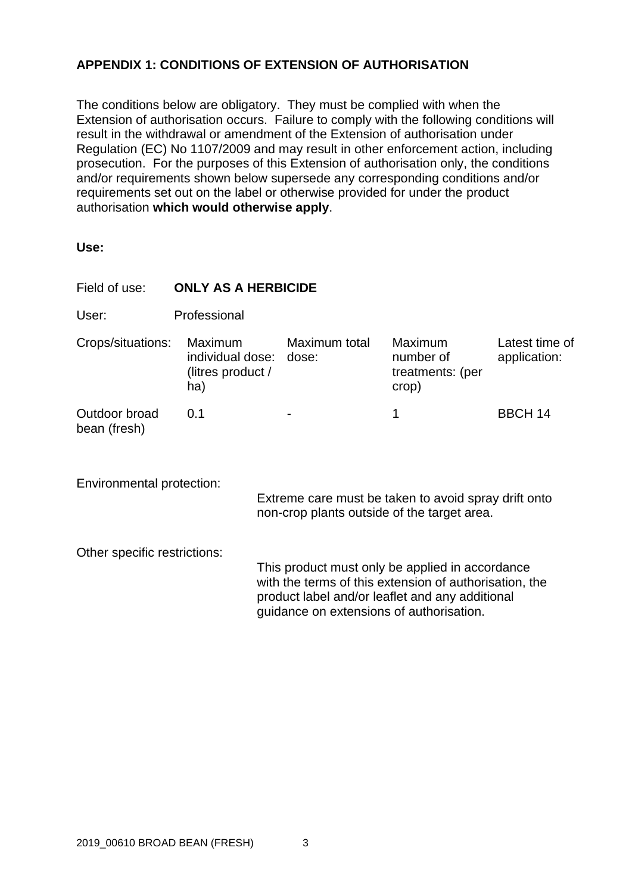## APPENDIX 1: CONDITIONS OF EXTENSION OF AUTHORISATION

The conditions below are obligatory. They must be complied with when the Extension of authorisation occurs. Failure to comply with the following conditions will result in the withdrawal or amendment of the Extension of authorisation under Regulation (EC) No 1107/2009 and may result in other enforcement action, including prosecution. For the purposes of this Extension of authorisation only, the conditions and/or requirements shown below supersede any corresponding conditions and/or requirements set out on the label or otherwise provided for under the product authorisation **which would otherwise apply**.

**Use:**

Field of use: **ONLY AS A HERBICIDE**

User: Professional

| Crops/situations: | Maximum individual dose: (litres product / ha) | Maximum total dose: | Maximum number of treatments: (per crop) | Latest time of application: |
|---|---|---|---|---|
| Outdoor broad bean (fresh) | 0.1 | - | 1 | BBCH 14 |

Environmental protection:

Extreme care must be taken to avoid spray drift onto non-crop plants outside of the target area.

Other specific restrictions:

This product must only be applied in accordance with the terms of this extension of authorisation, the product label and/or leaflet and any additional guidance on extensions of authorisation.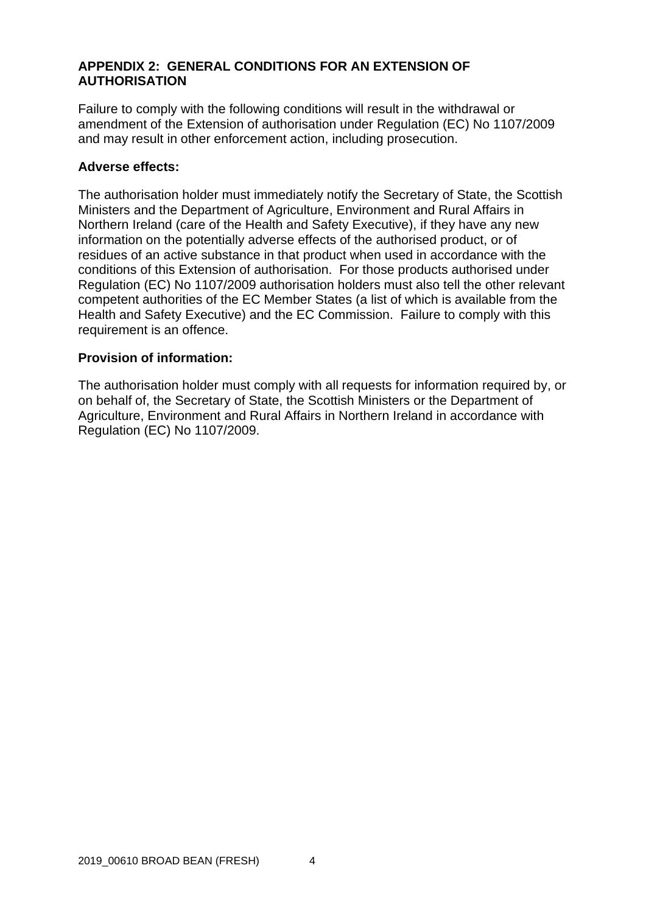## APPENDIX 2: GENERAL CONDITIONS FOR AN EXTENSION OF AUTHORISATION

Failure to comply with the following conditions will result in the withdrawal or amendment of the Extension of authorisation under Regulation (EC) No 1107/2009 and may result in other enforcement action, including prosecution.

**Adverse effects:**

The authorisation holder must immediately notify the Secretary of State, the Scottish Ministers and the Department of Agriculture, Environment and Rural Affairs in Northern Ireland (care of the Health and Safety Executive), if they have any new information on the potentially adverse effects of the authorised product, or of residues of an active substance in that product when used in accordance with the conditions of this Extension of authorisation. For those products authorised under Regulation (EC) No 1107/2009 authorisation holders must also tell the other relevant competent authorities of the EC Member States (a list of which is available from the Health and Safety Executive) and the EC Commission. Failure to comply with this requirement is an offence.

**Provision of information:**

The authorisation holder must comply with all requests for information required by, or on behalf of, the Secretary of State, the Scottish Ministers or the Department of Agriculture, Environment and Rural Affairs in Northern Ireland in accordance with Regulation (EC) No 1107/2009.